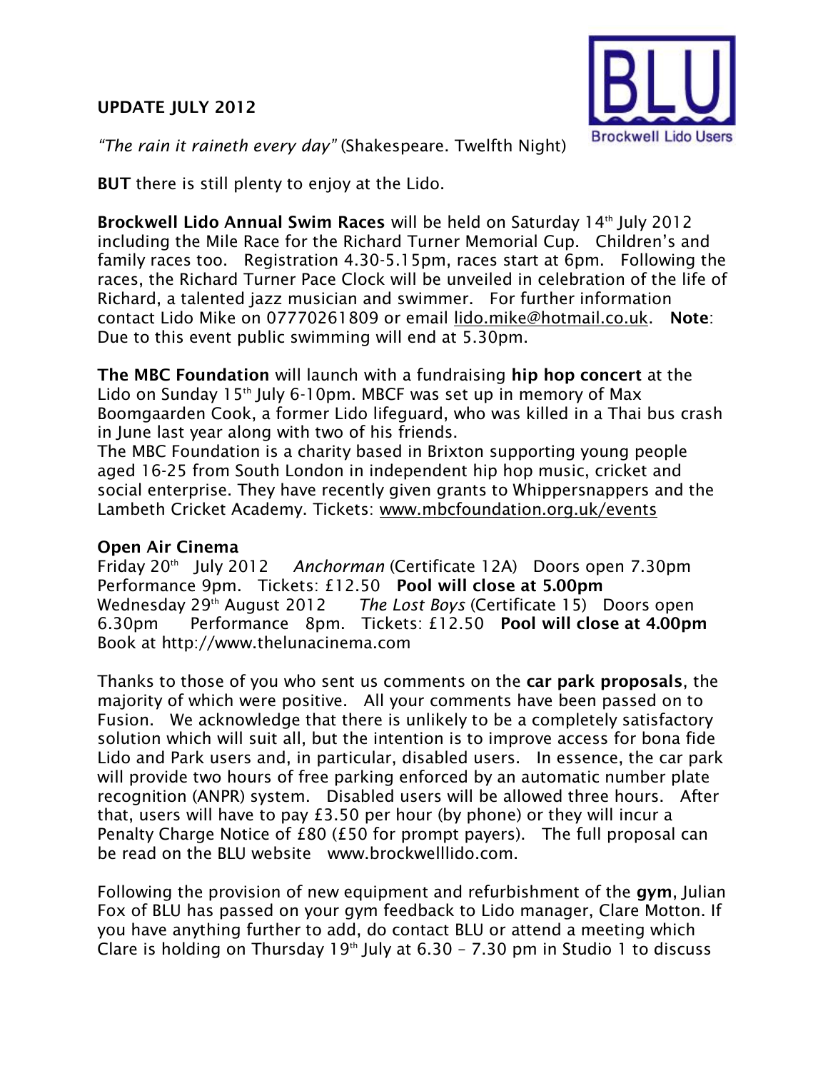**UPDATE JULY 2012**

BLU Brockwell Lido Users

*"The rain it raineth every day"* (Shakespeare. Twelfth Night)

**BUT** there is still plenty to enjoy at the Lido.

**Brockwell Lido Annual Swim Races** will be held on Saturday 14th July 2012 including the Mile Race for the Richard Turner Memorial Cup. Children's and family races too. Registration 4.30-5.15pm, races start at 6pm. Following the races, the Richard Turner Pace Clock will be unveiled in celebration of the life of Richard, a talented jazz musician and swimmer. For further information contact Lido Mike on 07770261809 or email lido.mike@hotmail.co.uk. **Note**: Due to this event public swimming will end at 5.30pm.

**The MBC Foundation** will launch with a fundraising **hip hop concert** at the Lido on Sunday 15th July 6-10pm. MBCF was set up in memory of Max Boomgaarden Cook, a former Lido lifeguard, who was killed in a Thai bus crash in June last year along with two of his friends.
The MBC Foundation is a charity based in Brixton supporting young people aged 16-25 from South London in independent hip hop music, cricket and social enterprise. They have recently given grants to Whippersnappers and the Lambeth Cricket Academy. Tickets: www.mbcfoundation.org.uk/events

**Open Air Cinema**
Friday 20th July 2012 *Anchorman* (Certificate 12A) Doors open 7.30pm Performance 9pm. Tickets: £12.50 **Pool will close at 5.00pm**
Wednesday 29th August 2012 *The Lost Boys* (Certificate 15) Doors open 6.30pm Performance 8pm. Tickets: £12.50 **Pool will close at 4.00pm**
Book at http://www.thelunacinema.com

Thanks to those of you who sent us comments on the **car park proposals**, the majority of which were positive. All your comments have been passed on to Fusion. We acknowledge that there is unlikely to be a completely satisfactory solution which will suit all, but the intention is to improve access for bona fide Lido and Park users and, in particular, disabled users. In essence, the car park will provide two hours of free parking enforced by an automatic number plate recognition (ANPR) system. Disabled users will be allowed three hours. After that, users will have to pay £3.50 per hour (by phone) or they will incur a Penalty Charge Notice of £80 (£50 for prompt payers). The full proposal can be read on the BLU website www.brockwelllido.com.

Following the provision of new equipment and refurbishment of the **gym**, Julian Fox of BLU has passed on your gym feedback to Lido manager, Clare Motton. If you have anything further to add, do contact BLU or attend a meeting which Clare is holding on Thursday 19th July at 6.30 – 7.30 pm in Studio 1 to discuss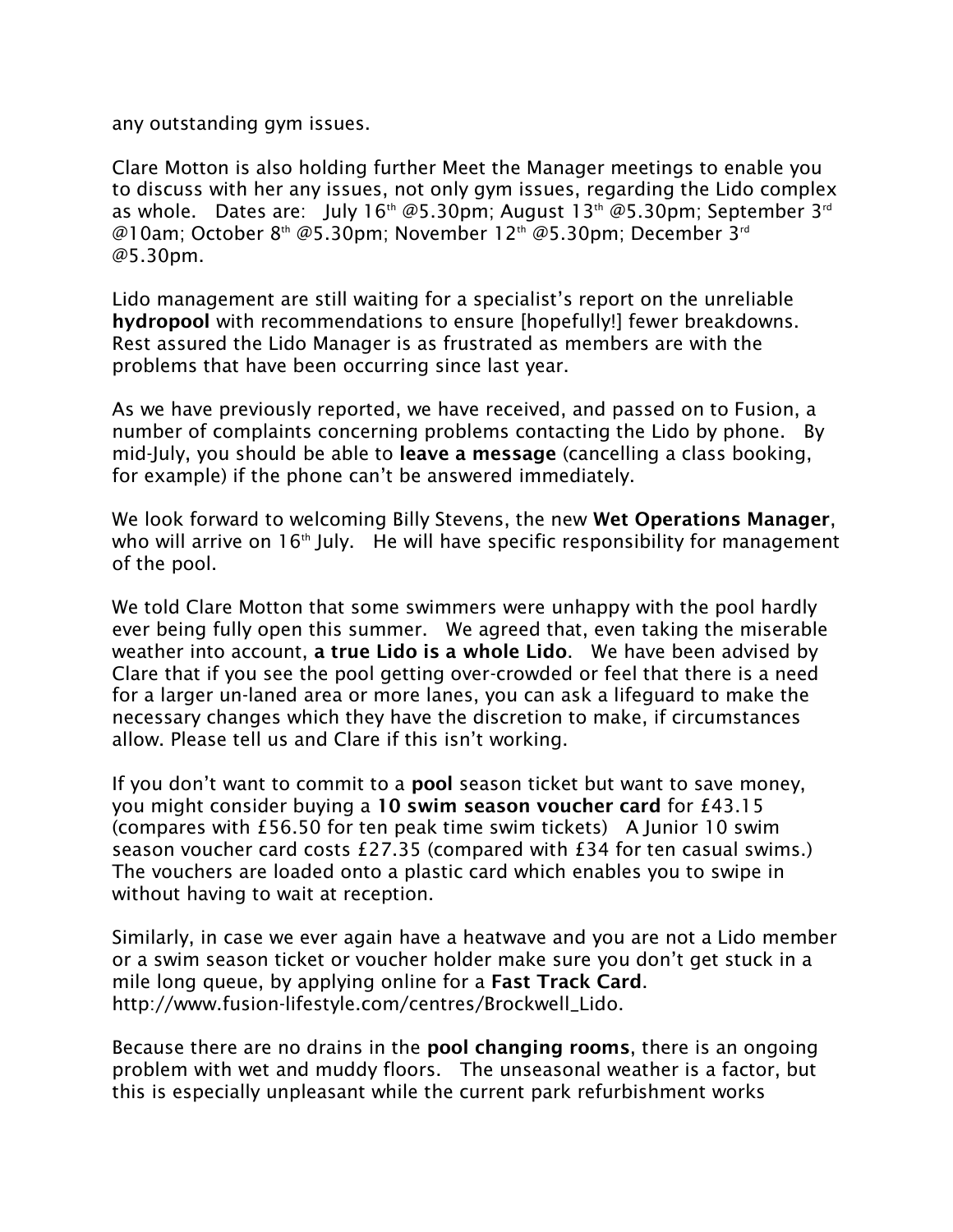any outstanding gym issues.

Clare Motton is also holding further Meet the Manager meetings to enable you to discuss with her any issues, not only gym issues, regarding the Lido complex as whole.   Dates are:   July 16th @5.30pm; August 13th @5.30pm; September 3rd @10am; October 8th @5.30pm; November 12th @5.30pm; December 3rd @5.30pm.

Lido management are still waiting for a specialist's report on the unreliable **hydropool** with recommendations to ensure [hopefully!] fewer breakdowns. Rest assured the Lido Manager is as frustrated as members are with the problems that have been occurring since last year.

As we have previously reported, we have received, and passed on to Fusion, a number of complaints concerning problems contacting the Lido by phone.   By mid-July, you should be able to **leave a message** (cancelling a class booking, for example) if the phone can't be answered immediately.

We look forward to welcoming Billy Stevens, the new **Wet Operations Manager**, who will arrive on 16th July.   He will have specific responsibility for management of the pool.

We told Clare Motton that some swimmers were unhappy with the pool hardly ever being fully open this summer.   We agreed that, even taking the miserable weather into account, **a true Lido is a whole Lido**.   We have been advised by Clare that if you see the pool getting over-crowded or feel that there is a need for a larger un-laned area or more lanes, you can ask a lifeguard to make the necessary changes which they have the discretion to make, if circumstances allow. Please tell us and Clare if this isn't working.

If you don't want to commit to a **pool** season ticket but want to save money, you might consider buying a **10 swim season voucher card** for £43.15 (compares with £56.50 for ten peak time swim tickets)   A Junior 10 swim season voucher card costs £27.35 (compared with £34 for ten casual swims.) The vouchers are loaded onto a plastic card which enables you to swipe in without having to wait at reception.

Similarly, in case we ever again have a heatwave and you are not a Lido member or a swim season ticket or voucher holder make sure you don't get stuck in a mile long queue, by applying online for a **Fast Track Card**. http://www.fusion-lifestyle.com/centres/Brockwell_Lido.

Because there are no drains in the **pool changing rooms**, there is an ongoing problem with wet and muddy floors.   The unseasonal weather is a factor, but this is especially unpleasant while the current park refurbishment works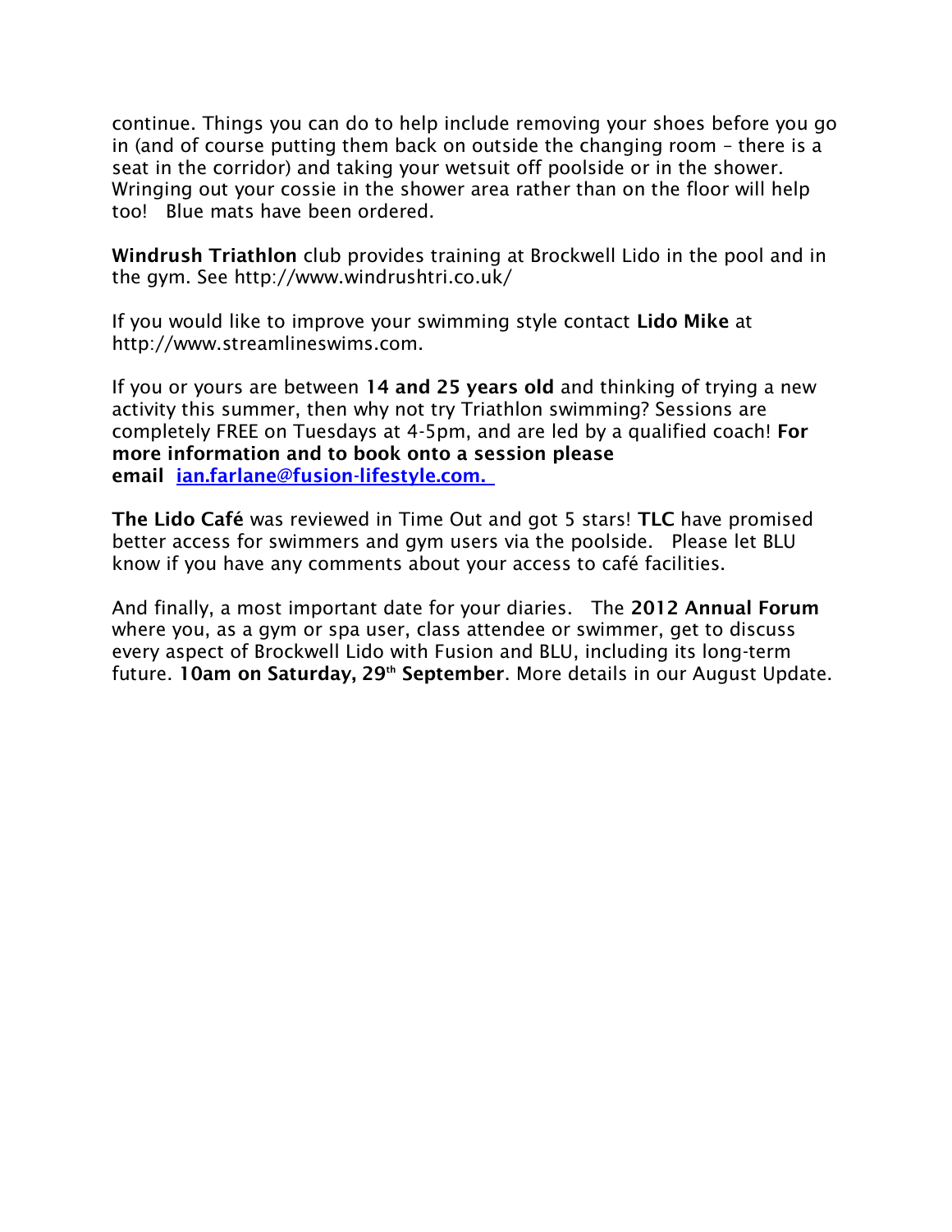continue. Things you can do to help include removing your shoes before you go in (and of course putting them back on outside the changing room – there is a seat in the corridor) and taking your wetsuit off poolside or in the shower. Wringing out your cossie in the shower area rather than on the floor will help too! Blue mats have been ordered.

**Windrush Triathlon** club provides training at Brockwell Lido in the pool and in the gym. See http://www.windrushtri.co.uk/

If you would like to improve your swimming style contact **Lido Mike** at http://www.streamlineswims.com.

If you or yours are between **14 and 25 years old** and thinking of trying a new activity this summer, then why not try Triathlon swimming? Sessions are completely FREE on Tuesdays at 4-5pm, and are led by a qualified coach! **For more information and to book onto a session please email** [ian.farlane@fusion-lifestyle.com.](mailto:ian.farlane@fusion-lifestyle.com)

**The Lido Café** was reviewed in Time Out and got 5 stars! **TLC** have promised better access for swimmers and gym users via the poolside. Please let BLU know if you have any comments about your access to café facilities.

And finally, a most important date for your diaries. The **2012 Annual Forum** where you, as a gym or spa user, class attendee or swimmer, get to discuss every aspect of Brockwell Lido with Fusion and BLU, including its long-term future. **10am on Saturday, 29th September**. More details in our August Update.